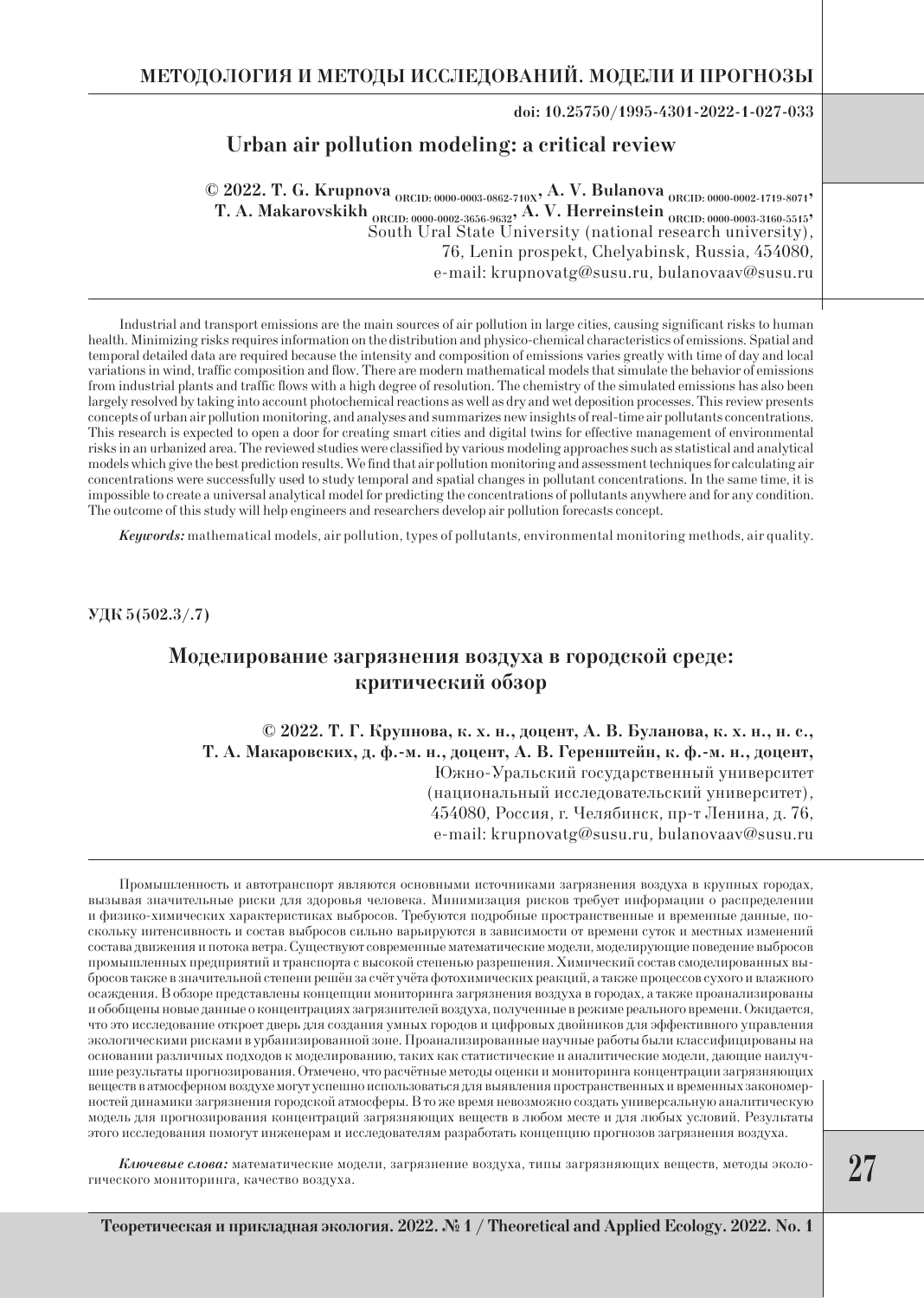## МЕТОДОЛОГИЯ И МЕТОДЫ ИССЛЕДОВАНИЙ. МОДЕЛИ И ПРОГНОЗЫ

**doi: 10.25750/1995-4301-2022-1-027-033**

# Urban air pollution modeling: a critical review

**© 2022. T. G. Krupnova** ORCID: 0000-0003-0862-710X**, A. V. Bulanova** ORCID: 0000-0002-1719-8071**, T. A. Makarovskikh** ORCID: 0000-0002-3656-9632**, A. V. Herreinstein** ORCID: 0000-0003-3160-5515**,**
South Ural State University (national research university),
76, Lenin prospekt, Chelyabinsk, Russia, 454080,
e-mail: krupnovatg@susu.ru, bulanovaav@susu.ru

Industrial and transport emissions are the main sources of air pollution in large cities, causing significant risks to human health. Minimizing risks requires information on the distribution and physico-chemical characteristics of emissions. Spatial and temporal detailed data are required because the intensity and composition of emissions varies greatly with time of day and local variations in wind, traffic composition and flow. There are modern mathematical models that simulate the behavior of emissions from industrial plants and traffic flows with a high degree of resolution. The chemistry of the simulated emissions has also been largely resolved by taking into account photochemical reactions as well as dry and wet deposition processes. This review presents concepts of urban air pollution monitoring, and analyses and summarizes new insights of real-time air pollutants concentrations. This research is expected to open a door for creating smart cities and digital twins for effective management of environmental risks in an urbanized area. The reviewed studies were classified by various modeling approaches such as statistical and analytical models which give the best prediction results. We find that air pollution monitoring and assessment techniques for calculating air concentrations were successfully used to study temporal and spatial changes in pollutant concentrations. In the same time, it is impossible to create a universal analytical model for predicting the concentrations of pollutants anywhere and for any condition. The outcome of this study will help engineers and researchers develop air pollution forecasts concept.

***Keywords:*** mathematical models, air pollution, types of pollutants, environmental monitoring methods, air quality.

**УДК 5(502.3/.7)**

# Моделирование загрязнения воздуха в городской среде: критический обзор

**© 2022. Т. Г. Крупнова, к. х. н., доцент, А. В. Буланова, к. х. н., н. с., Т. А. Макаровских, д. ф.-м. н., доцент, А. В. Геренштейн, к. ф.-м. н., доцент,**
Южно-Уральский государственный университет
(национальный исследовательский университет),
454080, Россия, г. Челябинск, пр-т Ленина, д. 76,
e-mail: krupnovatg@susu.ru, bulanovaav@susu.ru

Промышленность и автотранспорт являются основными источниками загрязнения воздуха в крупных городах, вызывая значительные риски для здоровья человека. Минимизация рисков требует информации о распределении и физико-химических характеристиках выбросов. Требуются подробные пространственные и временные данные, поскольку интенсивность и состав выбросов сильно варьируются в зависимости от времени суток и местных изменений состава движения и потока ветра. Существуют современные математические модели, моделирующие поведение выбросов промышленных предприятий и транспорта с высокой степенью разрешения. Химический состав смоделированных выбросов также в значительной степени решён за счёт учёта фотохимических реакций, а также процессов сухого и влажного осаждения. В обзоре представлены концепции мониторинга загрязнения воздуха в городах, а также проанализированы и обобщены новые данные о концентрациях загрязнителей воздуха, полученные в режиме реального времени. Ожидается, что это исследование откроет дверь для создания умных городов и цифровых двойников для эффективного управления экологическими рисками в урбанизированной зоне. Проанализированные научные работы были классифицированы на основании различных подходов к моделированию, таких как статистические и аналитические модели, дающие наилучшие результаты прогнозирования. Отмечено, что расчётные методы оценки и мониторинга концентрации загрязняющих веществ в атмосферном воздухе могут успешно использоваться для выявления пространственных и временных закономерностей динамики загрязнения городской атмосферы. В то же время невозможно создать универсальную аналитическую модель для прогнозирования концентраций загрязняющих веществ в любом месте и для любых условий. Результаты этого исследования помогут инженерам и исследователям разработать концепцию прогнозов загрязнения воздуха.

***Ключевые слова:*** математические модели, загрязнение воздуха, типы загрязняющих веществ, методы экологического мониторинга, качество воздуха.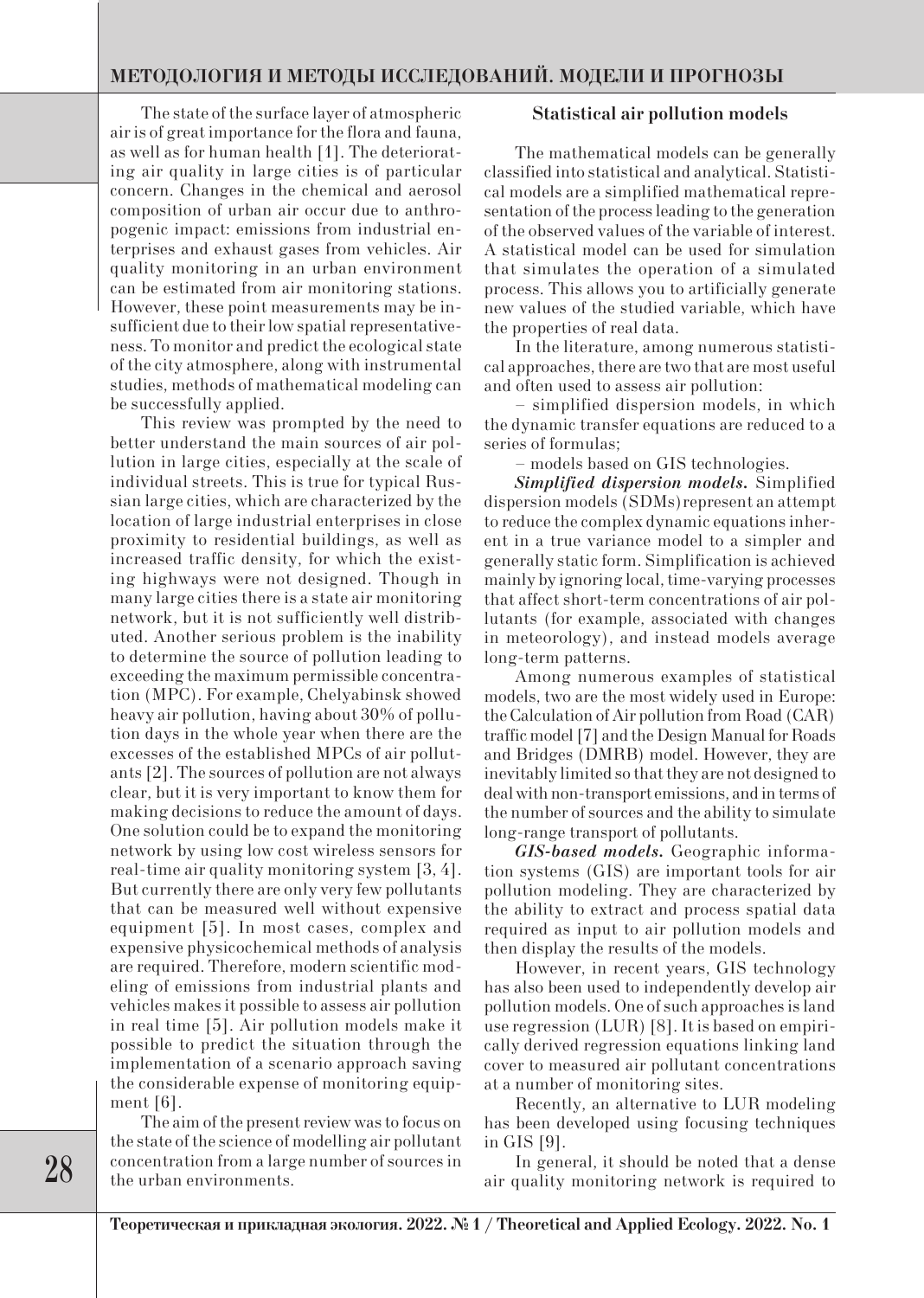The state of the surface layer of atmospheric air is of great importance for the flora and fauna, as well as for human health [1]. The deteriorating air quality in large cities is of particular concern. Changes in the chemical and aerosol composition of urban air occur due to anthropogenic impact: emissions from industrial enterprises and exhaust gases from vehicles. Air quality monitoring in an urban environment can be estimated from air monitoring stations. However, these point measurements may be insufficient due to their low spatial representativeness. To monitor and predict the ecological state of the city atmosphere, along with instrumental studies, methods of mathematical modeling can be successfully applied.

This review was prompted by the need to better understand the main sources of air pollution in large cities, especially at the scale of individual streets. This is true for typical Russian large cities, which are characterized by the location of large industrial enterprises in close proximity to residential buildings, as well as increased traffic density, for which the existing highways were not designed. Though in many large cities there is a state air monitoring network, but it is not sufficiently well distributed. Another serious problem is the inability to determine the source of pollution leading to exceeding the maximum permissible concentration (MPC). For example, Chelyabinsk showed heavy air pollution, having about 30% of pollution days in the whole year when there are the excesses of the established MPCs of air pollutants [2]. The sources of pollution are not always clear, but it is very important to know them for making decisions to reduce the amount of days. One solution could be to expand the monitoring network by using low cost wireless sensors for real-time air quality monitoring system [3, 4]. But currently there are only very few pollutants that can be measured well without expensive equipment [5]. In most cases, complex and expensive physicochemical methods of analysis are required. Therefore, modern scientific modeling of emissions from industrial plants and vehicles makes it possible to assess air pollution in real time [5]. Air pollution models make it possible to predict the situation through the implementation of a scenario approach saving the considerable expense of monitoring equipment [6].

The aim of the present review was to focus on the state of the science of modelling air pollutant concentration from a large number of sources in the urban environments.

## Statistical air pollution models

The mathematical models can be generally classified into statistical and analytical. Statistical models are a simplified mathematical representation of the process leading to the generation of the observed values of the variable of interest. A statistical model can be used for simulation that simulates the operation of a simulated process. This allows you to artificially generate new values of the studied variable, which have the properties of real data.

In the literature, among numerous statistical approaches, there are two that are most useful and often used to assess air pollution:

– simplified dispersion models, in which the dynamic transfer equations are reduced to a series of formulas;

– models based on GIS technologies.

***Simplified dispersion models.*** Simplified dispersion models (SDMs) represent an attempt to reduce the complex dynamic equations inherent in a true variance model to a simpler and generally static form. Simplification is achieved mainly by ignoring local, time-varying processes that affect short-term concentrations of air pollutants (for example, associated with changes in meteorology), and instead models average long-term patterns.

Among numerous examples of statistical models, two are the most widely used in Europe: the Calculation of Air pollution from Road (CAR) traffic model [7] and the Design Manual for Roads and Bridges (DMRB) model. However, they are inevitably limited so that they are not designed to deal with non-transport emissions, and in terms of the number of sources and the ability to simulate long-range transport of pollutants.

***GIS-based models.*** Geographic information systems (GIS) are important tools for air pollution modeling. They are characterized by the ability to extract and process spatial data required as input to air pollution models and then display the results of the models.

However, in recent years, GIS technology has also been used to independently develop air pollution models. One of such approaches is land use regression (LUR) [8]. It is based on empirically derived regression equations linking land cover to measured air pollutant concentrations at a number of monitoring sites.

Recently, an alternative to LUR modeling has been developed using focusing techniques in GIS [9].

In general, it should be noted that a dense air quality monitoring network is required to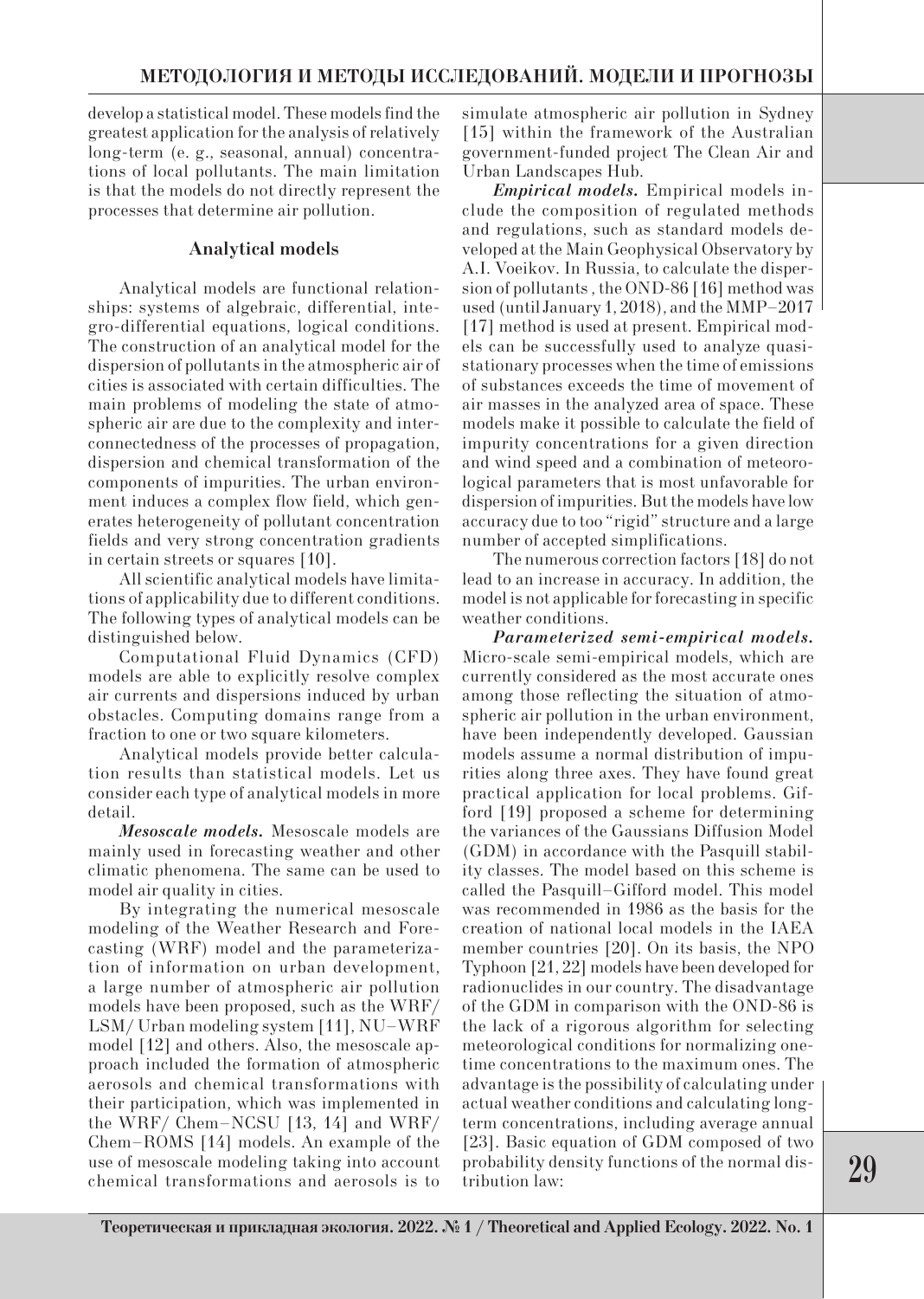develop a statistical model. These models find the greatest application for the analysis of relatively long-term (e. g., seasonal, annual) concentrations of local pollutants. The main limitation is that the models do not directly represent the processes that determine air pollution.

### Analytical models

Analytical models are functional relationships: systems of algebraic, differential, integro-differential equations, logical conditions. The construction of an analytical model for the dispersion of pollutants in the atmospheric air of cities is associated with certain difficulties. The main problems of modeling the state of atmospheric air are due to the complexity and interconnectedness of the processes of propagation, dispersion and chemical transformation of the components of impurities. The urban environment induces a complex flow field, which generates heterogeneity of pollutant concentration fields and very strong concentration gradients in certain streets or squares [10].

All scientific analytical models have limitations of applicability due to different conditions. The following types of analytical models can be distinguished below.

Computational Fluid Dynamics (CFD) models are able to explicitly resolve complex air currents and dispersions induced by urban obstacles. Computing domains range from a fraction to one or two square kilometers.

Analytical models provide better calculation results than statistical models. Let us consider each type of analytical models in more detail.

***Mesoscale models.*** Mesoscale models are mainly used in forecasting weather and other climatic phenomena. The same can be used to model air quality in cities.

By integrating the numerical mesoscale modeling of the Weather Research and Forecasting (WRF) model and the parameterization of information on urban development, a large number of atmospheric air pollution models have been proposed, such as the WRF/LSM/Urban modeling system [11], NU–WRF model [12] and others. Also, the mesoscale approach included the formation of atmospheric aerosols and chemical transformations with their participation, which was implemented in the WRF/Chem–NCSU [13, 14] and WRF/Chem–ROMS [14] models. An example of the use of mesoscale modeling taking into account chemical transformations and aerosols is to simulate atmospheric air pollution in Sydney [15] within the framework of the Australian government-funded project The Clean Air and Urban Landscapes Hub.

***Empirical models.*** Empirical models include the composition of regulated methods and regulations, such as standard models developed at the Main Geophysical Observatory by A.I. Voeikov. In Russia, to calculate the dispersion of pollutants , the OND-86 [16] method was used (until January 1, 2018), and the MMP–2017 [17] method is used at present. Empirical models can be successfully used to analyze quasi-stationary processes when the time of emissions of substances exceeds the time of movement of air masses in the analyzed area of space. These models make it possible to calculate the field of impurity concentrations for a given direction and wind speed and a combination of meteorological parameters that is most unfavorable for dispersion of impurities. But the models have low accuracy due to too "rigid" structure and a large number of accepted simplifications.

The numerous correction factors [18] do not lead to an increase in accuracy. In addition, the model is not applicable for forecasting in specific weather conditions.

***Parameterized semi-empirical models.*** Micro-scale semi-empirical models, which are currently considered as the most accurate ones among those reflecting the situation of atmospheric air pollution in the urban environment, have been independently developed. Gaussian models assume a normal distribution of impurities along three axes. They have found great practical application for local problems. Gifford [19] proposed a scheme for determining the variances of the Gaussians Diffusion Model (GDM) in accordance with the Pasquill stability classes. The model based on this scheme is called the Pasquill–Gifford model. This model was recommended in 1986 as the basis for the creation of national local models in the IAEA member countries [20]. On its basis, the NPO Typhoon [21, 22] models have been developed for radionuclides in our country. The disadvantage of the GDM in comparison with the OND-86 is the lack of a rigorous algorithm for selecting meteorological conditions for normalizing one-time concentrations to the maximum ones. The advantage is the possibility of calculating under actual weather conditions and calculating long-term concentrations, including average annual [23]. Basic equation of GDM composed of two probability density functions of the normal distribution law: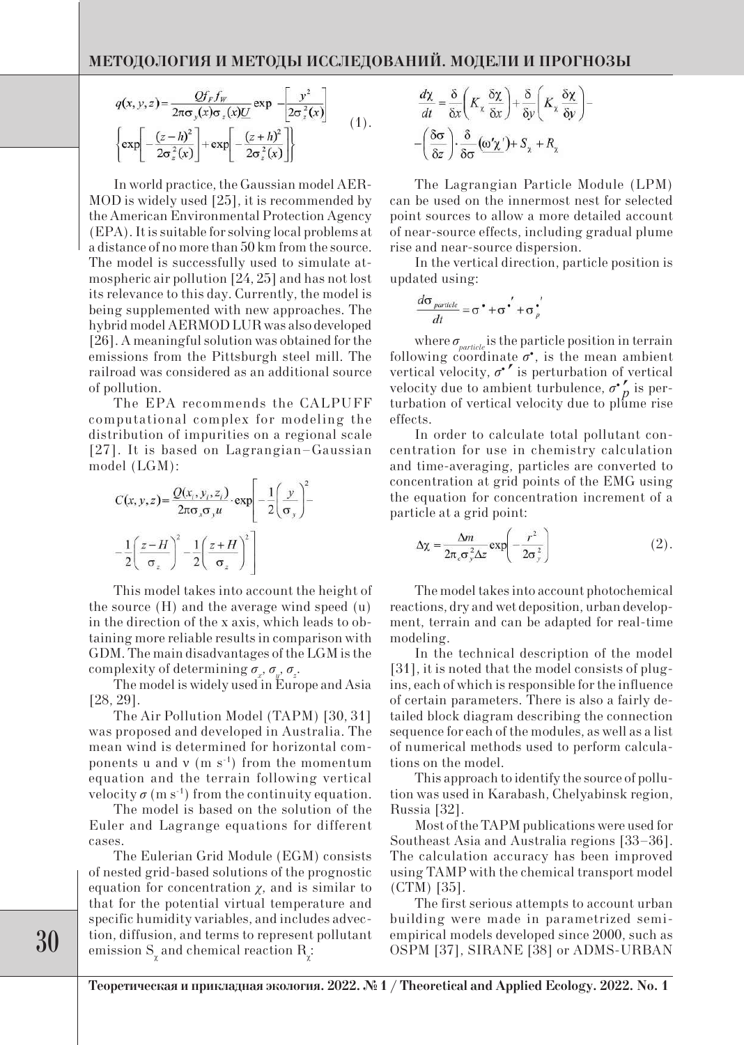$$q(x,y,z) = \frac{Q f_F f_W}{2\pi\sigma_y(x)\sigma_z(x)\underline{U}} \exp\left[-\frac{y^2}{2\sigma_z^2(x)}\right] \left\{\exp\left[-\frac{(z-h)^2}{2\sigma_z^2(x)}\right] + \exp\left[-\frac{(z+h)^2}{2\sigma_z^2(x)}\right]\right\} \quad (1).$$

In world practice, the Gaussian model AERMOD is widely used [25], it is recommended by the American Environmental Protection Agency (EPA). It is suitable for solving local problems at a distance of no more than 50 km from the source. The model is successfully used to simulate atmospheric air pollution [24, 25] and has not lost its relevance to this day. Currently, the model is being supplemented with new approaches. The hybrid model AERMOD LUR was also developed [26]. A meaningful solution was obtained for the emissions from the Pittsburgh steel mill. The railroad was considered as an additional source of pollution.

The EPA recommends the CALPUFF computational complex for modeling the distribution of impurities on a regional scale [27]. It is based on Lagrangian–Gaussian model (LGM):

$$C(x,y,z) = \frac{Q(x_i,y_i,z_i)}{2\pi\sigma_x\sigma_y u} \cdot \exp\left[-\frac{1}{2}\left(\frac{y}{\sigma_y}\right)^2 - \frac{1}{2}\left(\frac{z-H}{\sigma_z}\right)^2 - \frac{1}{2}\left(\frac{z+H}{\sigma_z}\right)^2\right]$$

This model takes into account the height of the source (H) and the average wind speed (u) in the direction of the x axis, which leads to obtaining more reliable results in comparison with GDM. The main disadvantages of the LGM is the complexity of determining $\sigma_x$, $\sigma_y$, $\sigma_z$.

The model is widely used in Europe and Asia [28, 29].

The Air Pollution Model (TAPM) [30, 31] was proposed and developed in Australia. The mean wind is determined for horizontal components u and v (m s$^{-1}$) from the momentum equation and the terrain following vertical velocity $\sigma$ (m s$^{-1}$) from the continuity equation.

The model is based on the solution of the Euler and Lagrange equations for different cases.

The Eulerian Grid Module (EGM) consists of nested grid-based solutions of the prognostic equation for concentration $\chi$, and is similar to that for the potential virtual temperature and specific humidity variables, and includes advection, diffusion, and terms to represent pollutant emission $S_\chi$ and chemical reaction $R_\chi$:

$$\frac{d\chi}{dt} = \frac{\delta}{\delta x}\left(K_\chi \frac{\delta\chi}{\delta x}\right) + \frac{\delta}{\delta y}\left(K_\chi \frac{\delta\chi}{\delta y}\right) - \left(\frac{\delta\sigma}{\delta z}\right) \cdot \frac{\delta}{\delta\sigma}\left(\underline{\omega'\chi'}\right) + S_\chi + R_\chi$$

The Lagrangian Particle Module (LPM) can be used on the innermost nest for selected point sources to allow a more detailed account of near-source effects, including gradual plume rise and near-source dispersion.

In the vertical direction, particle position is updated using:

$$\frac{d\sigma_{particle}}{dt} = \sigma^{\bullet} + \sigma^{\bullet\prime} + \sigma_p^{\bullet\prime}$$

where $\sigma_{particle}$ is the particle position in terrain following coordinate $\sigma^{\bullet}$, is the mean ambient vertical velocity, $\sigma^{\bullet\prime}$ is perturbation of vertical velocity due to ambient turbulence, $\sigma_p^{\bullet\prime}$ is perturbation of vertical velocity due to plume rise effects.

In order to calculate total pollutant concentration for use in chemistry calculation and time-averaging, particles are converted to concentration at grid points of the EMG using the equation for concentration increment of a particle at a grid point:

$$\Delta\chi = \frac{\Delta m}{2\pi_c \sigma_y^2 \Delta z} \exp\left(-\frac{r^2}{2\sigma_y^2}\right) \quad (2).$$

The model takes into account photochemical reactions, dry and wet deposition, urban development, terrain and can be adapted for real-time modeling.

In the technical description of the model [31], it is noted that the model consists of plugins, each of which is responsible for the influence of certain parameters. There is also a fairly detailed block diagram describing the connection sequence for each of the modules, as well as a list of numerical methods used to perform calculations on the model.

This approach to identify the source of pollution was used in Karabash, Chelyabinsk region, Russia [32].

Most of the TAPM publications were used for Southeast Asia and Australia regions [33–36]. The calculation accuracy has been improved using TAMP with the chemical transport model (CTM) [35].

The first serious attempts to account urban building were made in parametrized semi-empirical models developed since 2000, such as OSPM [37], SIRANE [38] or ADMS-URBAN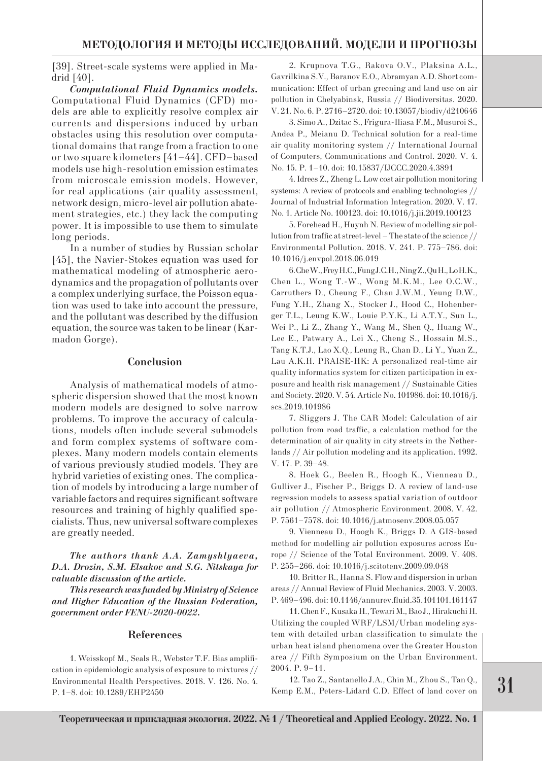[39]. Street-scale systems were applied in Madrid [40].

***Computational Fluid Dynamics models.*** Computational Fluid Dynamics (CFD) models are able to explicitly resolve complex air currents and dispersions induced by urban obstacles using this resolution over computational domains that range from a fraction to one or two square kilometers [41–44]. CFD–based models use high-resolution emission estimates from microscale emission models. However, for real applications (air quality assessment, network design, micro-level air pollution abatement strategies, etc.) they lack the computing power. It is impossible to use them to simulate long periods.

In a number of studies by Russian scholar [45], the Navier-Stokes equation was used for mathematical modeling of atmospheric aerodynamics and the propagation of pollutants over a complex underlying surface, the Poisson equation was used to take into account the pressure, and the pollutant was described by the diffusion equation, the source was taken to be linear (Karmadon Gorge).

## Conclusion

Analysis of mathematical models of atmospheric dispersion showed that the most known modern models are designed to solve narrow problems. To improve the accuracy of calculations, models often include several submodels and form complex systems of software complexes. Many modern models contain elements of various previously studied models. They are hybrid varieties of existing ones. The complication of models by introducing a large number of variable factors and requires significant software resources and training of highly qualified specialists. Thus, new universal software complexes are greatly needed.

***The authors thank A.A. Zamyshlyaeva, D.A. Drozin, S.M. Elsakov and S.G. Nitskaya for valuable discussion of the article.***

***This research was funded by Ministry of Science and Higher Education of the Russian Federation, government order FENU-2020-0022.***

## References

1. Weisskopf M., Seals R., Webster T.F. Bias amplification in epidemiologic analysis of exposure to mixtures // Environmental Health Perspectives. 2018. V. 126. No. 4. P. 1–8. doi: 10.1289/EHP2450

2. Krupnova T.G., Rakova O.V., Plaksina A.L., Gavrilkina S.V., Baranov E.O., Abramyan A.D. Short communication: Effect of urban greening and land use on air pollution in Chelyabinsk, Russia // Biodiversitas. 2020. V. 21. No. 6. P. 2716–2720. doi: 10.13057/biodiv/d210646

3. Simo A., Dzitac S., Frigura-Iliasa F.M., Musuroi S., Andea P., Meianu D. Technical solution for a real-time air quality monitoring system // International Journal of Computers, Communications and Control. 2020. V. 4. No. 15. P. 1–10. doi: 10.15837/IJCCC.2020.4.3891

4. Idrees Z., Zheng L. Low cost air pollution monitoring systems: A review of protocols and enabling technologies // Journal of Industrial Information Integration. 2020. V. 17. No. 1. Article No. 100123. doi: 10.1016/j.jii.2019.100123

5. Forehead H., Huynh N. Review of modelling air pollution from traffic at street-level – The state of the science // Environmental Pollution. 2018. V. 241. P. 775–786. doi: 10.1016/j.envpol.2018.06.019

6. Che W., Frey H.C., Fung J.C.H., Ning Z., Qu H., Lo H.K., Chen L., Wong T.-W., Wong M.K.M., Lee O.C.W., Carruthers D., Cheung F., Chan J.W.M., Yeung D.W., Fung Y.H., Zhang X., Stocker J., Hood C., Hohenberger T.L., Leung K.W., Louie P.Y.K., Li A.T.Y., Sun L., Wei P., Li Z., Zhang Y., Wang M., Shen Q., Huang W., Lee E., Patwary A., Lei X., Cheng S., Hossain M.S., Tang K.T.J., Lao X.Q., Leung R., Chan D., Li Y., Yuan Z., Lau A.K.H. PRAISE-HK: A personalized real-time air quality informatics system for citizen participation in exposure and health risk management // Sustainable Cities and Society. 2020. V. 54. Article No. 101986. doi: 10.1016/j.scs.2019.101986

7. Sliggers J. The CAR Model: Calculation of air pollution from road traffic, a calculation method for the determination of air quality in city streets in the Netherlands // Air pollution modeling and its application. 1992. V. 17. P. 39–48.

8. Hoek G., Beelen R., Hoogh K., Vienneau D., Gulliver J., Fischer P., Briggs D. A review of land-use regression models to assess spatial variation of outdoor air pollution // Atmospheric Environment. 2008. V. 42. P. 7561–7578. doi: 10.1016/j.atmosenv.2008.05.057

9. Vienneau D., Hoogh K., Briggs D. A GIS-based method for modelling air pollution exposures across Europe // Science of the Total Environment. 2009. V. 408. P. 255–266. doi: 10.1016/j.scitotenv.2009.09.048

10. Britter R., Hanna S. Flow and dispersion in urban areas // Annual Review of Fluid Mechanics. 2003. V. 2003. P. 469–496. doi: 10.1146/annurev.fluid.35.101101.161147

11. Chen F., Kusaka H., Tewari M., Bao J., Hirakuchi H. Utilizing the coupled WRF/LSM/Urban modeling system with detailed urban classification to simulate the urban heat island phenomena over the Greater Houston area // Fifth Symposium on the Urban Environment. 2004. P. 9–11.

12. Tao Z., Santanello J.A., Chin M., Zhou S., Tan Q., Kemp E.M., Peters-Lidard C.D. Effect of land cover on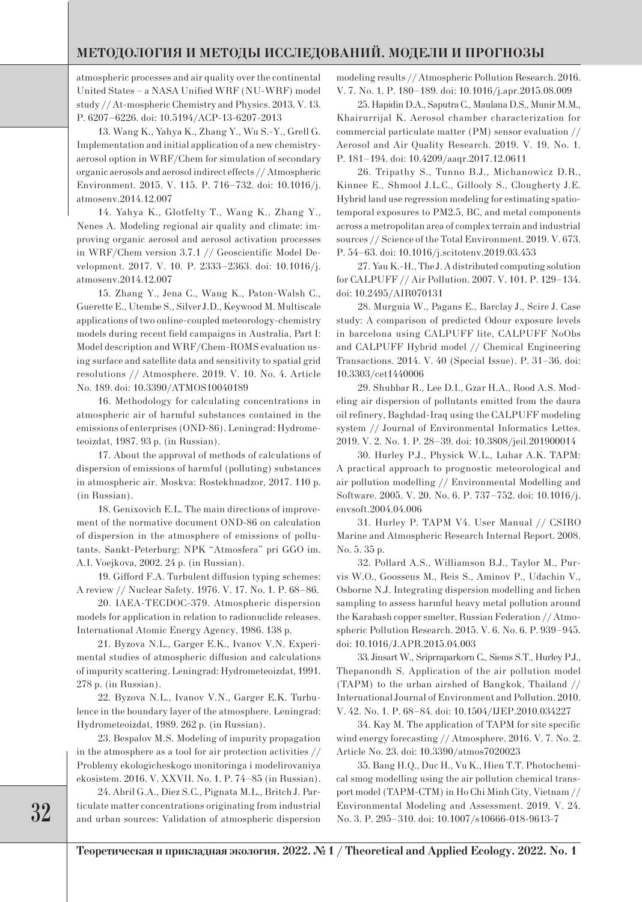atmospheric processes and air quality over the continental United States – a NASA Unified WRF (NU-WRF) model study // At-mospheric Chemistry and Physics. 2013. V. 13. P. 6207–6226. doi: 10.5194/ACP-13-6207-2013

13. Wang K., Yahya K., Zhang Y., Wu S.-Y., Grell G. Implementation and initial application of a new chemistry-aerosol option in WRF/Chem for simulation of secondary organic aerosols and aerosol indirect effects // Atmospheric Environment. 2015. V. 115. P. 716–732. doi: 10.1016/j.atmosenv.2014.12.007

14. Yahya K., Glotfelty T., Wang K., Zhang Y., Nenes A. Modeling regional air quality and climate: improving organic aerosol and aerosol activation processes in WRF/Chem version 3.7.1 // Geoscientific Model Development. 2017. V. 10. P. 2333–2363. doi: 10.1016/j.atmosenv.2014.12.007

15. Zhang Y., Jena C., Wang K., Paton-Walsh C., Guerette E., Utembe S., Silver J.D., Keywood M. Multiscale applications of two online-coupled meteorology-chemistry models during recent field campaigns in Australia, Part I: Model description and WRF/Chem-ROMS evaluation using surface and satellite data and sensitivity to spatial grid resolutions // Atmosphere. 2019. V. 10. No. 4. Article No. 189. doi: 10.3390/ATMOS10040189

16. Methodology for calculating concentrations in atmospheric air of harmful substances contained in the emissions of enterprises (OND-86). Leningrad: Hydrometeoizdat, 1987. 93 p. (in Russian).

17. About the approval of methods of calculations of dispersion of emissions of harmful (polluting) substances in atmospheric air. Moskva: Rostekhnadzor, 2017. 110 p. (in Russian).

18. Genixovich E.L. The main directions of improvement of the normative document OND-86 on calculation of dispersion in the atmosphere of emissions of pollutants. Sankt-Peterburg: NPK "Atmosfera" pri GGO im. A.I. Voejkova, 2002. 24 p. (in Russian).

19. Gifford F.A. Turbulent diffusion typing schemes: A review // Nuclear Safety. 1976. V. 17. No. 1. P. 68–86.

20. IAEA-TECDOC-379. Atmospheric dispersion models for application in relation to radionuclide releases. International Atomic Energy Agency, 1986. 138 p.

21. Byzova N.L., Garger E.K., Ivanov V.N. Experimental studies of atmospheric diffusion and calculations of impurity scattering. Leningrad: Hydrometeoizdat, 1991. 278 p. (in Russian).

22. Byzova N.L., Ivanov V.N., Garger E.K. Turbulence in the boundary layer of the atmosphere. Leningrad: Hydrometeoizdat, 1989. 262 p. (in Russian).

23. Bespalov M.S. Modeling of impurity propagation in the atmosphere as a tool for air protection activities // Problemy ekologicheskogo monitoringa i modelirovaniya ekosistem. 2016. V. XXVII. No. 1. P. 74–85 (in Russian).

24. Abril G.A., Diez S.C., Pignata M.L., Britch J. Particulate matter concentrations originating from industrial and urban sources: Validation of atmospheric dispersion modeling results // Atmospheric Pollution Research. 2016. V. 7. No. 1. P. 180–189. doi: 10.1016/j.apr.2015.08.009

25. Hapidin D.A., Saputra C., Maulana D.S., Munir M.M., Khairurrijal K. Aerosol chamber characterization for commercial particulate matter (PM) sensor evaluation // Aerosol and Air Quality Research. 2019. V. 19. No. 1. P. 181–194. doi: 10.4209/aaqr.2017.12.0611

26. Tripathy S., Tunno B.J., Michanowicz D.R., Kinnee E., Shmool J.L.C., Gillooly S., Clougherty J.E. Hybrid land use regression modeling for estimating spatio-temporal exposures to PM2.5, BC, and metal components across a metropolitan area of complex terrain and industrial sources // Science of the Total Environment. 2019. V. 673. P. 54–63. doi: 10.1016/j.scitotenv.2019.03.453

27. Yau K.-H., The J. A distributed computing solution for CALPUFF // Air Pollution. 2007. V. 101. P. 129–134. doi: 10.2495/AIR070131

28. Murguia W., Pagans E., Barclay J., Scire J. Case study: A comparison of predicted Odour exposure levels in barcelona using CALPUFF lite, CALPUFF NoObs and CALPUFF Hybrid model // Chemical Engineering Transactions. 2014. V. 40 (Special Issue). P. 31–36. doi: 10.3303/cet1440006

29. Shubbar R., Lee D.I., Gzar H.A., Rood A.S. Modeling air dispersion of pollutants emitted from the daura oil refinery, Baghdad-Iraq using the CALPUFF modeling system // Journal of Environmental Informatics Lettes. 2019. V. 2. No. 1. P. 28–39. doi: 10.3808/jeil.201900014

30. Hurley P.J., Physick W.L., Luhar A.K. TAPM: A practical approach to prognostic meteorological and air pollution modelling // Environmental Modelling and Software. 2005. V. 20. No. 6. P. 737–752. doi: 10.1016/j.envsoft.2004.04.006

31. Hurley P. TAPM V4. User Manual // CSIRO Marine and Atmospheric Research Internal Report. 2008. No. 5. 35 p.

32. Pollard A.S., Williamson B.J., Taylor M., Purvis W.O., Goossens M., Reis S., Aminov P., Udachin V., Osborne N.J. Integrating dispersion modelling and lichen sampling to assess harmful heavy metal pollution around the Karabash copper smelter, Russian Federation // Atmospheric Pollution Research. 2015. V. 6. No. 6. P. 939–945. doi: 10.1016/J.APR.2015.04.003

33. Jinsart W., Sriprraparkorn C., Siems S.T., Hurley P.J., Thepanondh S. Application of the air pollution model (TAPM) to the urban airshed of Bangkok, Thailand // International Journal of Environment and Pollution. 2010. V. 42. No. 1. P. 68–84. doi: 10.1504/IJEP.2010.034227

34. Kay M. The application of TAPM for site specific wind energy forecasting // Atmosphere. 2016. V. 7. No. 2. Article No. 23. doi: 10.3390/atmos7020023

35. Bang H.Q., Duc H., Vu K., Hien T.T. Photochemical smog modelling using the air pollution chemical transport model (TAPM-CTM) in Ho Chi Minh City, Vietnam // Environmental Modeling and Assessment. 2019. V. 24. No. 3. P. 295–310. doi: 10.1007/s10666-018-9613-7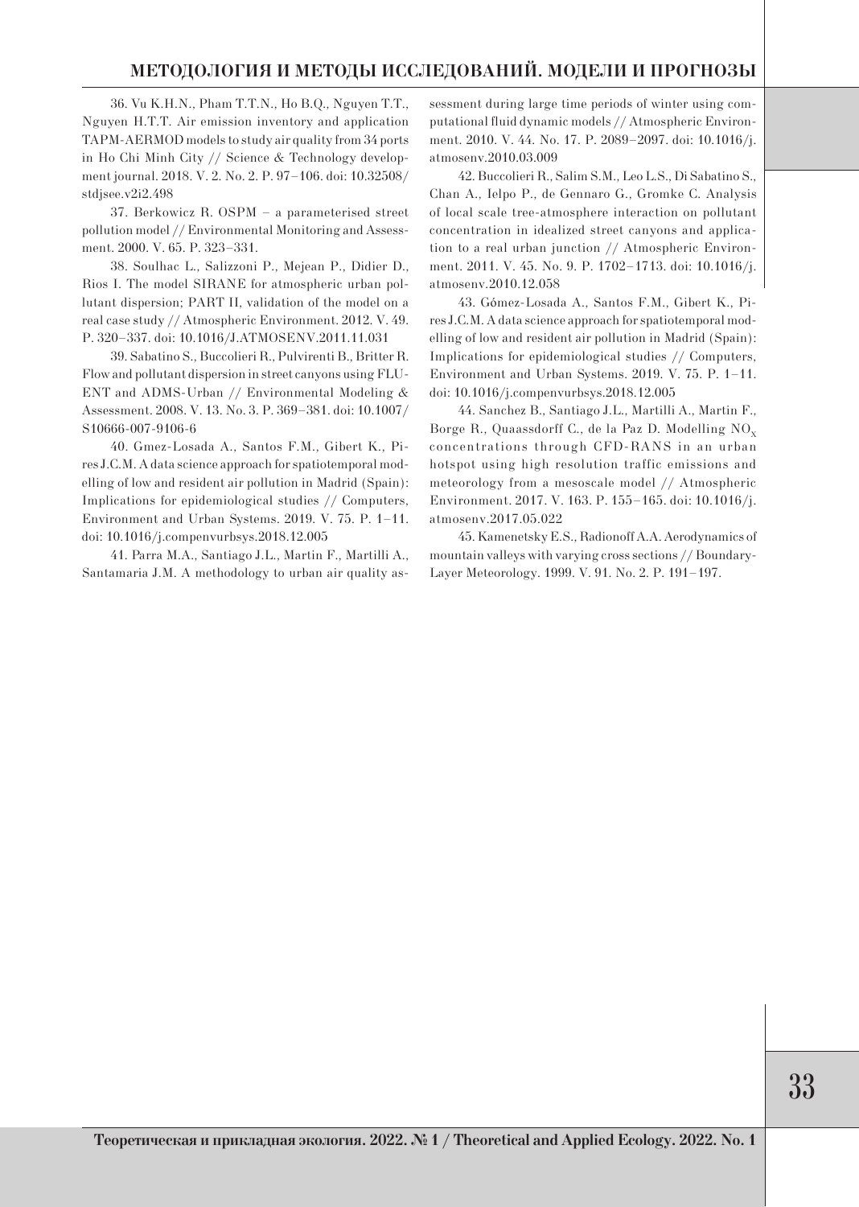36. Vu K.H.N., Pham T.T.N., Ho B.Q., Nguyen T.T., Nguyen H.T.T. Air emission inventory and application TAPM-AERMOD models to study air quality from 34 ports in Ho Chi Minh City // Science & Technology development journal. 2018. V. 2. No. 2. P. 97–106. doi: 10.32508/stdjsee.v2i2.498

37. Berkowicz R. OSPM – a parameterised street pollution model // Environmental Monitoring and Assessment. 2000. V. 65. P. 323–331.

38. Soulhac L., Salizzoni P., Mejean P., Didier D., Rios I. The model SIRANE for atmospheric urban pollutant dispersion; PART II, validation of the model on a real case study // Atmospheric Environment. 2012. V. 49. P. 320–337. doi: 10.1016/J.ATMOSENV.2011.11.031

39. Sabatino S., Buccolieri R., Pulvirenti B., Britter R. Flow and pollutant dispersion in street canyons using FLUENT and ADMS-Urban // Environmental Modeling & Assessment. 2008. V. 13. No. 3. P. 369–381. doi: 10.1007/S10666-007-9106-6

40. Gmez-Losada A., Santos F.M., Gibert K., Pires J.C.M. A data science approach for spatiotemporal modelling of low and resident air pollution in Madrid (Spain): Implications for epidemiological studies // Computers, Environment and Urban Systems. 2019. V. 75. P. 1–11. doi: 10.1016/j.compenvurbsys.2018.12.005

41. Parra M.A., Santiago J.L., Martin F., Martilli A., Santamaria J.M. A methodology to urban air quality assessment during large time periods of winter using computational fluid dynamic models // Atmospheric Environment. 2010. V. 44. No. 17. P. 2089–2097. doi: 10.1016/j.atmosenv.2010.03.009

42. Buccolieri R., Salim S.M., Leo L.S., Di Sabatino S., Chan A., Ielpo P., de Gennaro G., Gromke C. Analysis of local scale tree-atmosphere interaction on pollutant concentration in idealized street canyons and application to a real urban junction // Atmospheric Environment. 2011. V. 45. No. 9. P. 1702–1713. doi: 10.1016/j.atmosenv.2010.12.058

43. Gómez-Losada A., Santos F.M., Gibert K., Pires J.C.M. A data science approach for spatiotemporal modelling of low and resident air pollution in Madrid (Spain): Implications for epidemiological studies // Computers, Environment and Urban Systems. 2019. V. 75. P. 1–11. doi: 10.1016/j.compenvurbsys.2018.12.005

44. Sanchez B., Santiago J.L., Martilli A., Martin F., Borge R., Quaassdorff C., de la Paz D. Modelling $NO_X$ concentrations through CFD-RANS in an urban hotspot using high resolution traffic emissions and meteorology from a mesoscale model // Atmospheric Environment. 2017. V. 163. P. 155–165. doi: 10.1016/j.atmosenv.2017.05.022

45. Kamenetsky E.S., Radionoff A.A. Aerodynamics of mountain valleys with varying cross sections // Boundary-Layer Meteorology. 1999. V. 91. No. 2. P. 191–197.